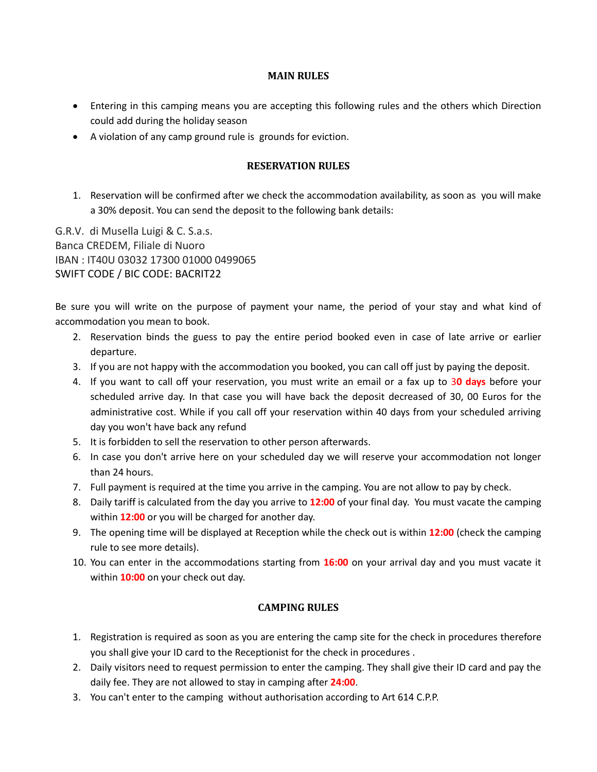## MAIN RULES

- Entering in this camping means you are accepting this following rules and the others which Direction could add during the holiday season
- A violation of any camp ground rule is grounds for eviction.

## RESERVATION RULES

1. Reservation will be confirmed after we check the accommodation availability, as soon as you will make a 30% deposit. You can send the deposit to the following bank details:

G.R.V. di Musella Luigi & C. S.a.s.
Banca CREDEM, Filiale di Nuoro
IBAN : IT40U 03032 17300 01000 0499065
SWIFT CODE / BIC CODE: BACRIT22

Be sure you will write on the purpose of payment your name, the period of your stay and what kind of accommodation you mean to book.

2. Reservation binds the guess to pay the entire period booked even in case of late arrive or earlier departure.
3. If you are not happy with the accommodation you booked, you can call off just by paying the deposit.
4. If you want to call off your reservation, you must write an email or a fax up to **30 days** before your scheduled arrive day. In that case you will have back the deposit decreased of 30, 00 Euros for the administrative cost. While if you call off your reservation within 40 days from your scheduled arriving day you won't have back any refund
5. It is forbidden to sell the reservation to other person afterwards.
6. In case you don't arrive here on your scheduled day we will reserve your accommodation not longer than 24 hours.
7. Full payment is required at the time you arrive in the camping. You are not allow to pay by check.
8. Daily tariff is calculated from the day you arrive to **12:00** of your final day. You must vacate the camping within **12:00** or you will be charged for another day.
9. The opening time will be displayed at Reception while the check out is within **12:00** (check the camping rule to see more details).
10. You can enter in the accommodations starting from **16:00** on your arrival day and you must vacate it within **10:00** on your check out day.

## CAMPING RULES

1. Registration is required as soon as you are entering the camp site for the check in procedures therefore you shall give your ID card to the Receptionist for the check in procedures .
2. Daily visitors need to request permission to enter the camping. They shall give their ID card and pay the daily fee. They are not allowed to stay in camping after **24:00**.
3. You can't enter to the camping without authorisation according to Art 614 C.P.P.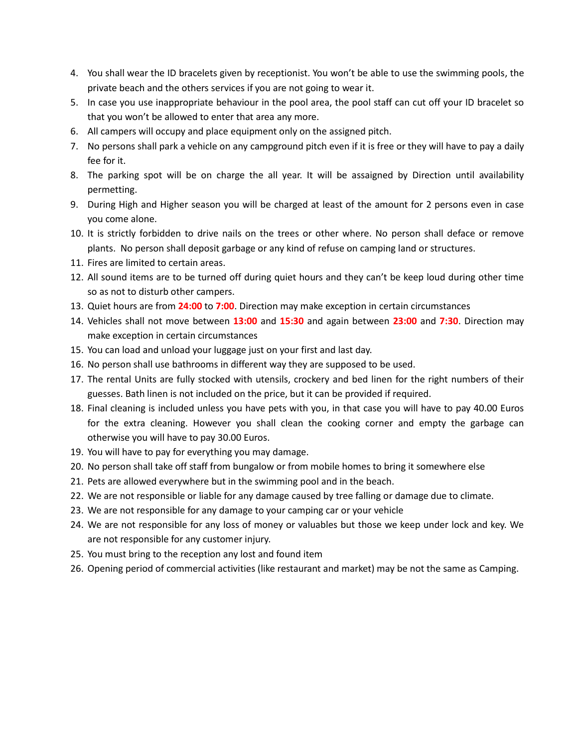4. You shall wear the ID bracelets given by receptionist. You won't be able to use the swimming pools, the private beach and the others services if you are not going to wear it.
5. In case you use inappropriate behaviour in the pool area, the pool staff can cut off your ID bracelet so that you won't be allowed to enter that area any more.
6. All campers will occupy and place equipment only on the assigned pitch.
7. No persons shall park a vehicle on any campground pitch even if it is free or they will have to pay a daily fee for it.
8. The parking spot will be on charge the all year. It will be assaigned by Direction until availability permetting.
9. During High and Higher season you will be charged at least of the amount for 2 persons even in case you come alone.
10. It is strictly forbidden to drive nails on the trees or other where. No person shall deface or remove plants. No person shall deposit garbage or any kind of refuse on camping land or structures.
11. Fires are limited to certain areas.
12. All sound items are to be turned off during quiet hours and they can't be keep loud during other time so as not to disturb other campers.
13. Quiet hours are from **24:00** to **7:00**. Direction may make exception in certain circumstances
14. Vehicles shall not move between **13:00** and **15:30** and again between **23:00** and **7:30**. Direction may make exception in certain circumstances
15. You can load and unload your luggage just on your first and last day.
16. No person shall use bathrooms in different way they are supposed to be used.
17. The rental Units are fully stocked with utensils, crockery and bed linen for the right numbers of their guesses. Bath linen is not included on the price, but it can be provided if required.
18. Final cleaning is included unless you have pets with you, in that case you will have to pay 40.00 Euros for the extra cleaning. However you shall clean the cooking corner and empty the garbage can otherwise you will have to pay 30.00 Euros.
19. You will have to pay for everything you may damage.
20. No person shall take off staff from bungalow or from mobile homes to bring it somewhere else
21. Pets are allowed everywhere but in the swimming pool and in the beach.
22. We are not responsible or liable for any damage caused by tree falling or damage due to climate.
23. We are not responsible for any damage to your camping car or your vehicle
24. We are not responsible for any loss of money or valuables but those we keep under lock and key. We are not responsible for any customer injury.
25. You must bring to the reception any lost and found item
26. Opening period of commercial activities (like restaurant and market) may be not the same as Camping.